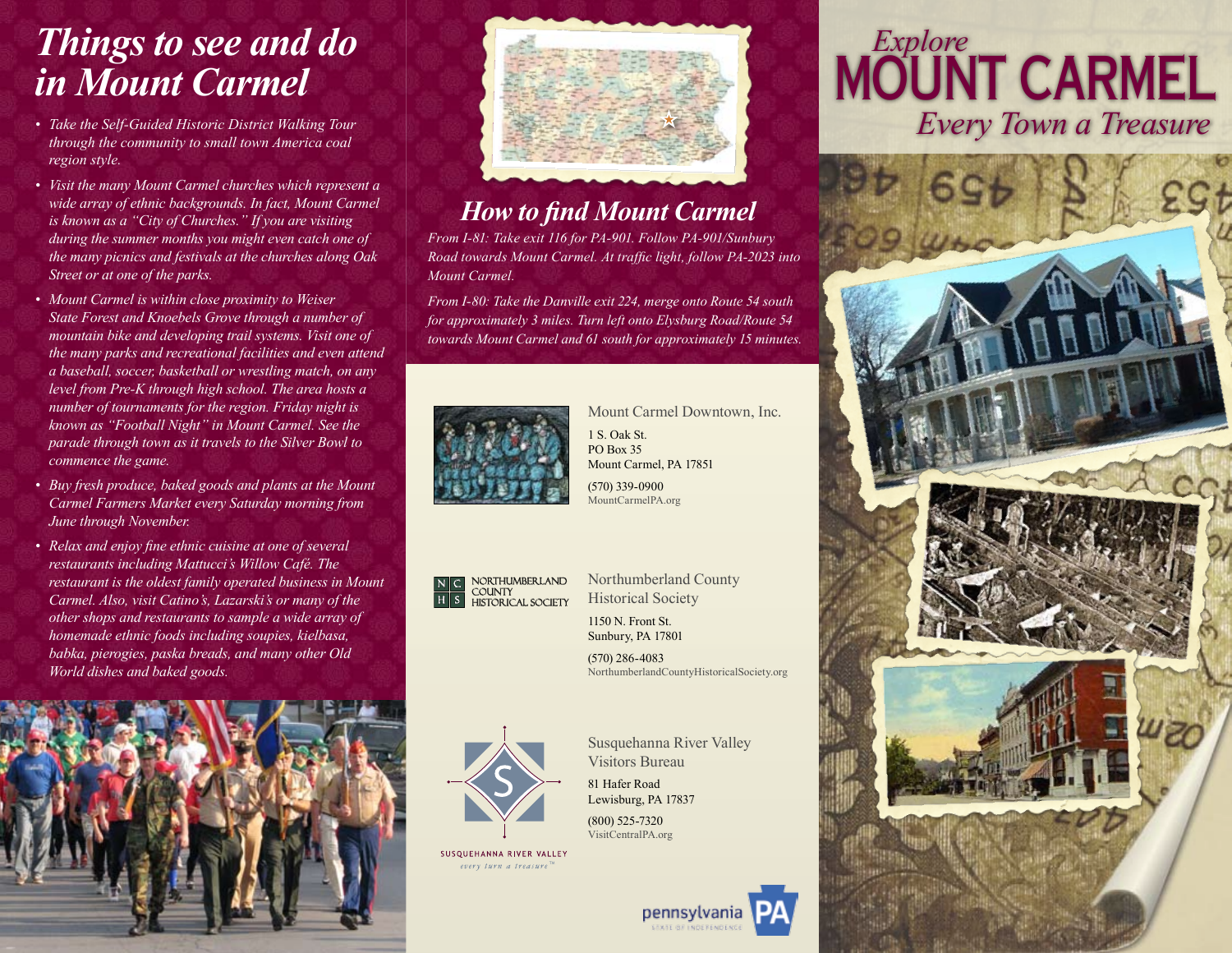# Things to see and do in Mount Carmel

- *Take the Self-Guided Historic District Walking Tour through the community to small town America coal region style.*
- *Visit the many Mount Carmel churches which represent a wide array of ethnic backgrounds. In fact, Mount Carmel is known as a "City of Churches." If you are visiting during the summer months you might even catch one of the many picnics and festivals at the churches along Oak Street or at one of the parks.*
- *Mount Carmel is within close proximity to Weiser State Forest and Knoebels Grove through a number of mountain bike and developing trail systems. Visit one of the many parks and recreational facilities and even attend a baseball, soccer, basketball or wrestling match, on any level from Pre-K through high school. The area hosts a number of tournaments for the region. Friday night is known as "Football Night" in Mount Carmel. See the parade through town as it travels to the Silver Bowl to commence the game.*
- *Buy fresh produce, baked goods and plants at the Mount Carmel Farmers Market every Saturday morning from June through November.*
- *Relax and enjoy fine ethnic cuisine at one of several restaurants including Mattucci's Willow Café. The restaurant is the oldest family operated business in Mount Carmel. Also, visit Catino's, Lazarski's or many of the other shops and restaurants to sample a wide array of homemade ethnic foods including soupies, kielbasa, babka, pierogies, paska breads, and many other Old World dishes and baked goods.*

## How to find Mount Carmel

*From I-81: Take exit 116 for PA-901. Follow PA-901/Sunbury Road towards Mount Carmel. At traffic light, follow PA-2023 into Mount Carmel.*

*From I-80: Take the Danville exit 224, merge onto Route 54 south for approximately 3 miles. Turn left onto Elysburg Road/Route 54 towards Mount Carmel and 61 south for approximately 15 minutes.*

Mount Carmel Downtown, Inc.
1 S. Oak St.
PO Box 35
Mount Carmel, PA 17851
(570) 339-0900
MountCarmelPA.org

NORTHUMBERLAND COUNTY HISTORICAL SOCIETY

Northumberland County Historical Society
1150 N. Front St.
Sunbury, PA 17801
(570) 286-4083
NorthumberlandCountyHistoricalSociety.org

SUSQUEHANNA RIVER VALLEY
*every turn a treasure*™

Susquehanna River Valley Visitors Bureau
81 Hafer Road
Lewisburg, PA 17837
(800) 525-7320
VisitCentralPA.org

pennsylvania PA
STATE OF INDEPENDENCE

# *Explore* MOUNT CARMEL

## *Every Town a Treasure*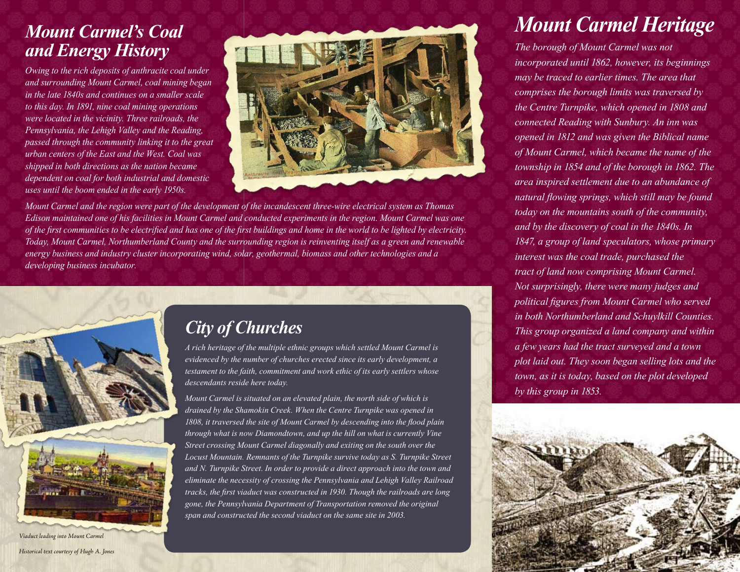## Mount Carmel's Coal and Energy History

*Owing to the rich deposits of anthracite coal under and surrounding Mount Carmel, coal mining began in the late 1840s and continues on a smaller scale to this day. In 1891, nine coal mining operations were located in the vicinity. Three railroads, the Pennsylvania, the Lehigh Valley and the Reading, passed through the community linking it to the great urban centers of the East and the West. Coal was shipped in both directions as the nation became dependent on coal for both industrial and domestic uses until the boom ended in the early 1950s.*

*Mount Carmel and the region were part of the development of the incandescent three-wire electrical system as Thomas Edison maintained one of his facilities in Mount Carmel and conducted experiments in the region. Mount Carmel was one of the first communities to be electrified and has one of the first buildings and home in the world to be lighted by electricity. Today, Mount Carmel, Northumberland County and the surrounding region is reinventing itself as a green and renewable energy business and industry cluster incorporating wind, solar, geothermal, biomass and other technologies and a developing business incubator.*

## City of Churches

*A rich heritage of the multiple ethnic groups which settled Mount Carmel is evidenced by the number of churches erected since its early development, a testament to the faith, commitment and work ethic of its early settlers whose descendants reside here today.*

*Mount Carmel is situated on an elevated plain, the north side of which is drained by the Shamokin Creek. When the Centre Turnpike was opened in 1808, it traversed the site of Mount Carmel by descending into the flood plain through what is now Diamondtown, and up the hill on what is currently Vine Street crossing Mount Carmel diagonally and exiting on the south over the Locust Mountain. Remnants of the Turnpike survive today as S. Turnpike Street and N. Turnpike Street. In order to provide a direct approach into the town and eliminate the necessity of crossing the Pennsylvania and Lehigh Valley Railroad tracks, the first viaduct was constructed in 1930. Though the railroads are long gone, the Pennsylvania Department of Transportation removed the original span and constructed the second viaduct on the same site in 2003.*

*Viaduct leading into Mount Carmel*

*Historical text courtesy of Hugh A. Jones*

## Mount Carmel Heritage

*The borough of Mount Carmel was not incorporated until 1862, however, its beginnings may be traced to earlier times. The area that comprises the borough limits was traversed by the Centre Turnpike, which opened in 1808 and connected Reading with Sunbury. An inn was opened in 1812 and was given the Biblical name of Mount Carmel, which became the name of the township in 1854 and of the borough in 1862. The area inspired settlement due to an abundance of natural flowing springs, which still may be found today on the mountains south of the community, and by the discovery of coal in the 1840s. In 1847, a group of land speculators, whose primary interest was the coal trade, purchased the tract of land now comprising Mount Carmel. Not surprisingly, there were many judges and political figures from Mount Carmel who served in both Northumberland and Schuylkill Counties. This group organized a land company and within a few years had the tract surveyed and a town plot laid out. They soon began selling lots and the town, as it is today, based on the plot developed by this group in 1853.*